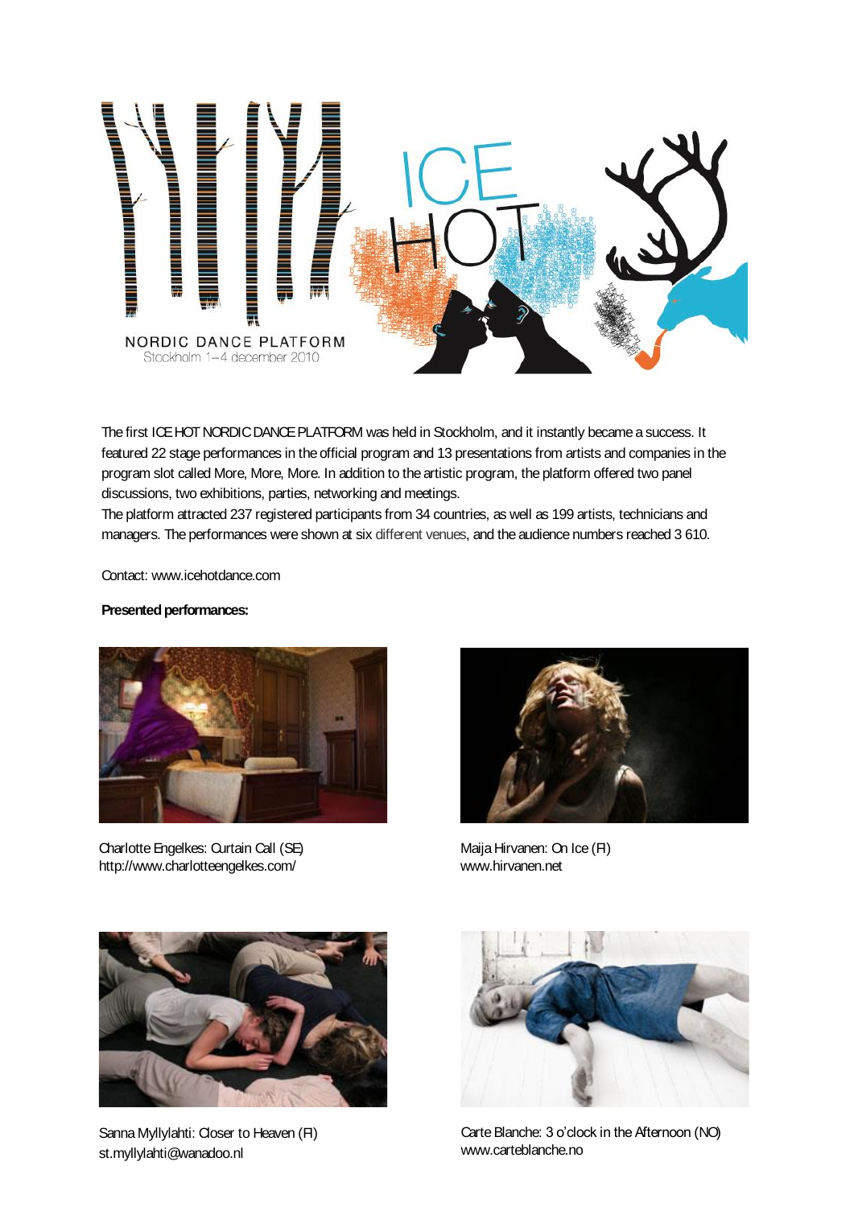NORDIC DANCE PLATFORM
Stockholm 1–4 december 2010

The first ICE HOT NORDIC DANCE PLATFORM was held in Stockholm, and it instantly became a success. It featured 22 stage performances in the official program and 13 presentations from artists and companies in the program slot called More, More, More. In addition to the artistic program, the platform offered two panel discussions, two exhibitions, parties, networking and meetings.
The platform attracted 237 registered participants from 34 countries, as well as 199 artists, technicians and managers. The performances were shown at six different venues, and the audience numbers reached 3 610.

Contact: www.icehotdance.com

**Presented performances:**

Charlotte Engelkes: Curtain Call (SE)
http://www.charlotteengelkes.com/

Maija Hirvanen: On Ice (FI)
www.hirvanen.net

Sanna Myllylahti: Closer to Heaven (FI)
st.myllylahti@wanadoo.nl

Carte Blanche: 3 o'clock in the Afternoon (NO)
www.carteblanche.no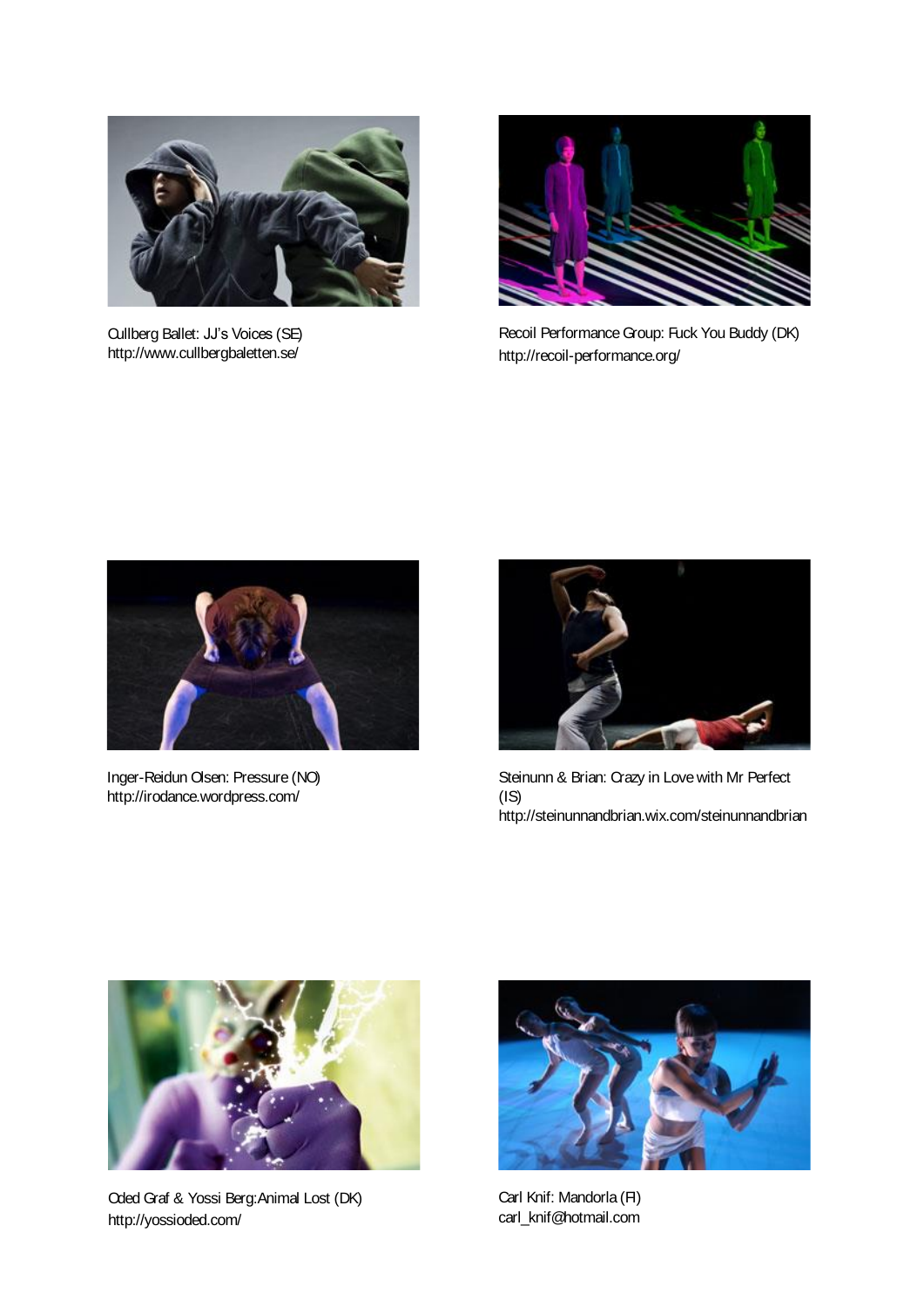Cullberg Ballet: JJ's Voices (SE)
http://www.cullbergbaletten.se/

Recoil Performance Group: Fuck You Buddy (DK)
http://recoil-performance.org/

Inger-Reidun Olsen: Pressure (NO)
http://irodance.wordpress.com/

Steinunn & Brian: Crazy in Love with Mr Perfect (IS)
http://steinunnandbrian.wix.com/steinunnandbrian

Oded Graf & Yossi Berg:Animal Lost (DK)
http://yossioded.com/

Carl Knif: Mandorla (FI)
carl_knif@hotmail.com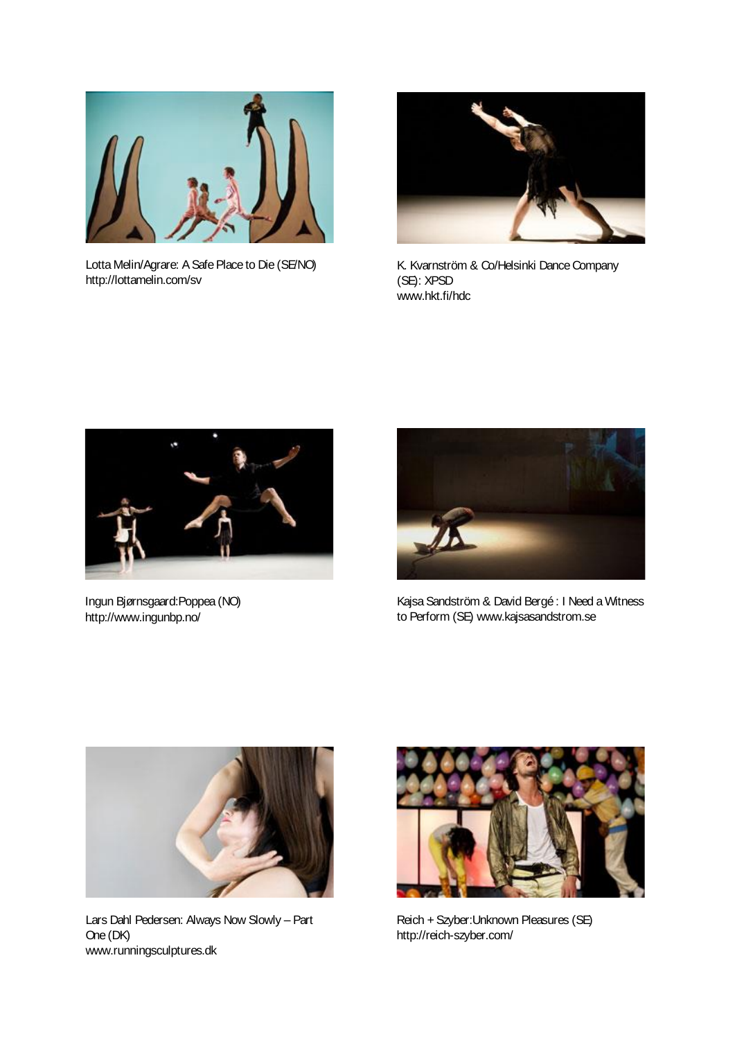Lotta Melin/Agrare: A Safe Place to Die (SE/NO)
http://lottamelin.com/sv

K. Kvarnström & Co/Helsinki Dance Company (SE): XPSD
www.hkt.fi/hdc

Ingun Bjørnsgaard:Poppea (NO)
http://www.ingunbp.no/

Kajsa Sandström & David Bergé : I Need a Witness to Perform (SE) www.kajsasandstrom.se

Lars Dahl Pedersen: Always Now Slowly – Part One (DK)
www.runningsculptures.dk

Reich + Szyber:Unknown Pleasures (SE)
http://reich-szyber.com/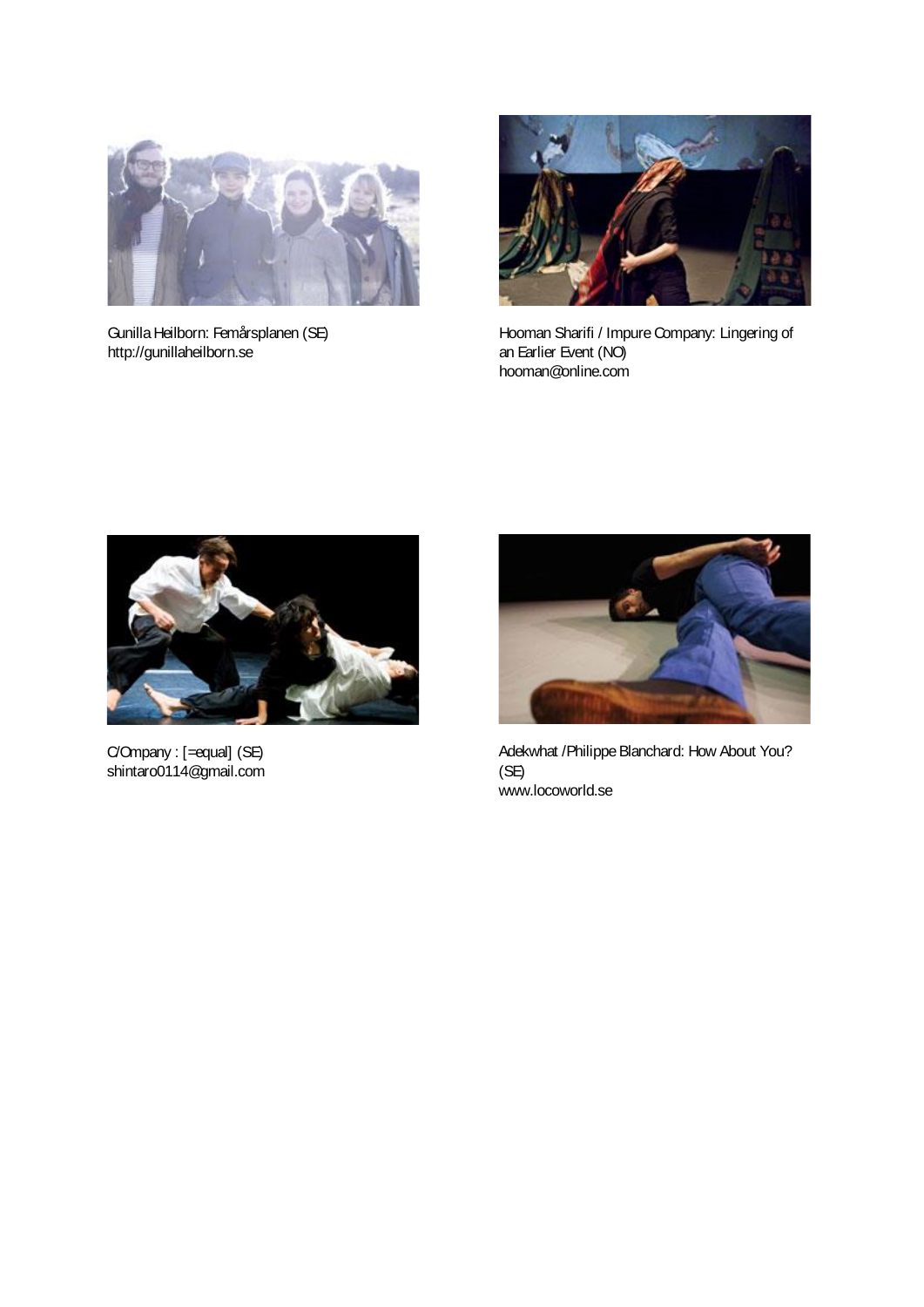Gunilla Heilborn: Femårsplanen (SE)
http://gunillaheilborn.se

Hooman Sharifi / Impure Company: Lingering of an Earlier Event (NO)
hooman@online.com

C/Ompany : [=equal] (SE)
shintaro0114@gmail.com

Adekwhat /Philippe Blanchard: How About You? (SE)
www.locoworld.se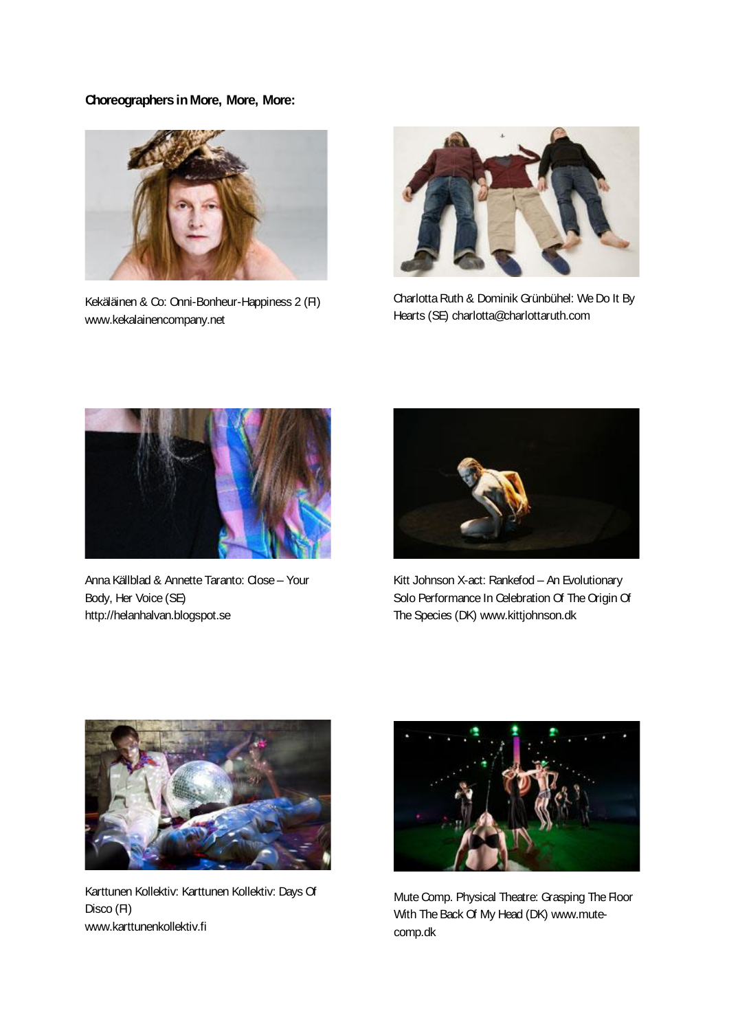**Choreographers in More, More, More:**

Kekäläinen & Co: Onni-Bonheur-Happiness 2 (FI) www.kekalainencompany.net

Charlotta Ruth & Dominik Grünbühel: We Do It By Hearts (SE) charlotta@charlottaruth.com

Anna Källblad & Annette Taranto: Close – Your Body, Her Voice (SE) http://helanhalvan.blogspot.se

Kitt Johnson X-act: Rankefod – An Evolutionary Solo Performance In Celebration Of The Origin Of The Species (DK) www.kittjohnson.dk

Karttunen Kollektiv: Karttunen Kollektiv: Days Of Disco (FI) www.karttunenkollektiv.fi

Mute Comp. Physical Theatre: Grasping The Floor With The Back Of My Head (DK) www.mute-comp.dk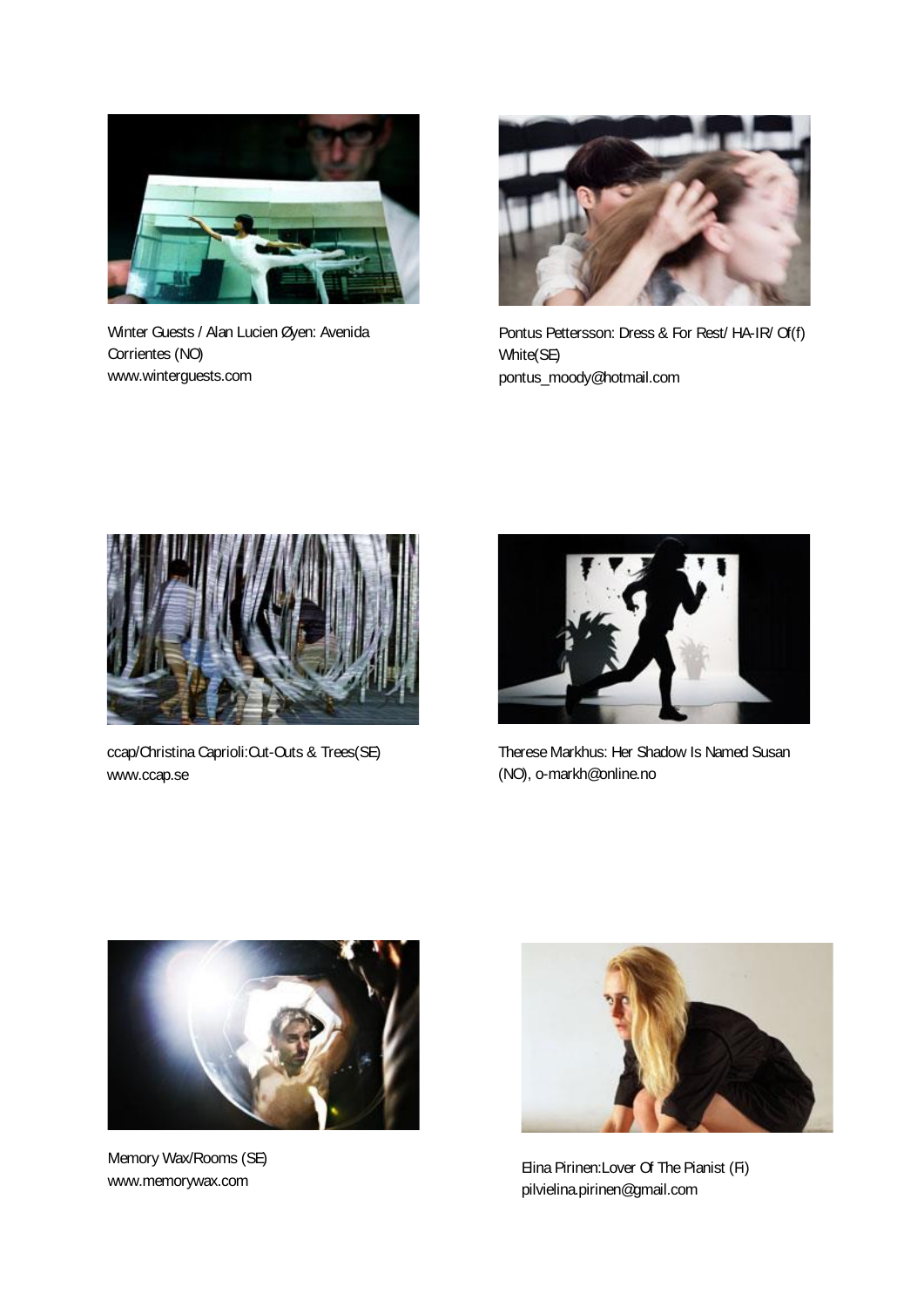Winter Guests / Alan Lucien Øyen: Avenida Corrientes (NO)
www.winterguests.com

Pontus Pettersson: Dress & For Rest/ HA-IR/ Of(f) White(SE)
pontus_moody@hotmail.com

ccap/Christina Caprioli:Cut-Outs & Trees(SE)
www.ccap.se

Therese Markhus: Her Shadow Is Named Susan (NO), o-markh@online.no

Memory Wax/Rooms (SE)
www.memorywax.com

Elina Pirinen:Lover Of The Pianist (Fi)
pilvielina.pirinen@gmail.com